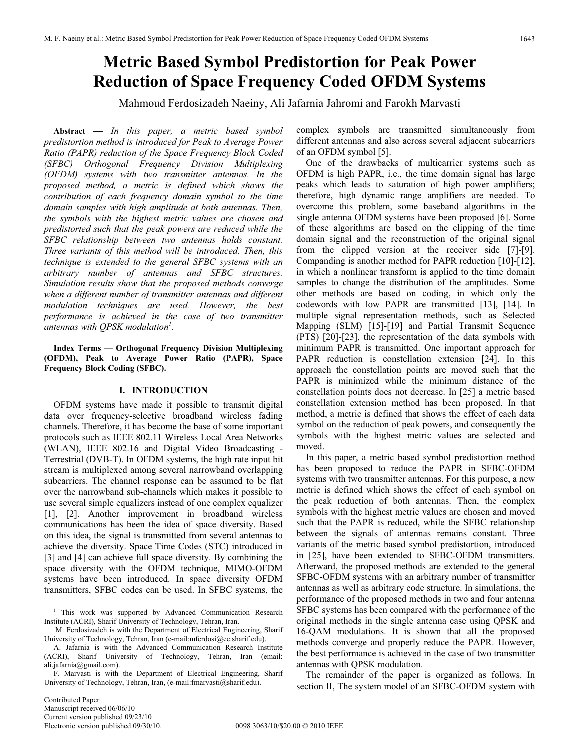# Metric Based Symbol Predistortion for Peak Power Reduction of Space Frequency Coded OFDM Systems

Mahmoud Ferdosizadeh Naeiny, Ali Jafarnia Jahromi and Farokh Marvasti

**Abstract —** *In this paper, a metric based symbol predistortion method is introduced for Peak to Average Power Ratio (PAPR) reduction of the Space Frequency Block Coded (SFBC) Orthogonal Frequency Division Multiplexing (OFDM) systems with two transmitter antennas. In the proposed method, a metric is defined which shows the contribution of each frequency domain symbol to the time domain samples with high amplitude at both antennas. Then, the symbols with the highest metric values are chosen and predistorted such that the peak powers are reduced while the SFBC relationship between two antennas holds constant. Three variants of this method will be introduced. Then, this technique is extended to the general SFBC systems with an arbitrary number of antennas and SFBC structures. Simulation results show that the proposed methods converge when a different number of transmitter antennas and different modulation techniques are used. However, the best performance is achieved in the case of two transmitter antennas with QPSK modulation*[1].

**Index Terms — Orthogonal Frequency Division Multiplexing (OFDM), Peak to Average Power Ratio (PAPR), Space Frequency Block Coding (SFBC).**

## I. INTRODUCTION

OFDM systems have made it possible to transmit digital data over frequency-selective broadband wireless fading channels. Therefore, it has become the base of some important protocols such as IEEE 802.11 Wireless Local Area Networks (WLAN), IEEE 802.16 and Digital Video Broadcasting - Terrestrial (DVB-T). In OFDM systems, the high rate input bit stream is multiplexed among several narrowband overlapping subcarriers. The channel response can be assumed to be flat over the narrowband sub-channels which makes it possible to use several simple equalizers instead of one complex equalizer [1], [2]. Another improvement in broadband wireless communications has been the idea of space diversity. Based on this idea, the signal is transmitted from several antennas to achieve the diversity. Space Time Codes (STC) introduced in [3] and [4] can achieve full space diversity. By combining the space diversity with the OFDM technique, MIMO-OFDM systems have been introduced. In space diversity OFDM transmitters, SFBC codes can be used. In SFBC systems, the complex symbols are transmitted simultaneously from different antennas and also across several adjacent subcarriers of an OFDM symbol [5].

One of the drawbacks of multicarrier systems such as OFDM is high PAPR, i.e., the time domain signal has large peaks which leads to saturation of high power amplifiers; therefore, high dynamic range amplifiers are needed. To overcome this problem, some baseband algorithms in the single antenna OFDM systems have been proposed [6]. Some of these algorithms are based on the clipping of the time domain signal and the reconstruction of the original signal from the clipped version at the receiver side [7]-[9]. Companding is another method for PAPR reduction [10]-[12], in which a nonlinear transform is applied to the time domain samples to change the distribution of the amplitudes. Some other methods are based on coding, in which only the codewords with low PAPR are transmitted [13], [14]. In multiple signal representation methods, such as Selected Mapping (SLM) [15]-[19] and Partial Transmit Sequence (PTS) [20]-[23], the representation of the data symbols with minimum PAPR is transmitted. One important approach for PAPR reduction is constellation extension [24]. In this approach the constellation points are moved such that the PAPR is minimized while the minimum distance of the constellation points does not decrease. In [25] a metric based constellation extension method has been proposed. In that method, a metric is defined that shows the effect of each data symbol on the reduction of peak powers, and consequently the symbols with the highest metric values are selected and moved.

In this paper, a metric based symbol predistortion method has been proposed to reduce the PAPR in SFBC-OFDM systems with two transmitter antennas. For this purpose, a new metric is defined which shows the effect of each symbol on the peak reduction of both antennas. Then, the complex symbols with the highest metric values are chosen and moved such that the PAPR is reduced, while the SFBC relationship between the signals of antennas remains constant. Three variants of the metric based symbol predistortion, introduced in [25], have been extended to SFBC-OFDM transmitters. Afterward, the proposed methods are extended to the general SFBC-OFDM systems with an arbitrary number of transmitter antennas as well as arbitrary code structure. In simulations, the performance of the proposed methods in two and four antenna SFBC systems has been compared with the performance of the original methods in the single antenna case using QPSK and 16-QAM modulations. It is shown that all the proposed methods converge and properly reduce the PAPR. However, the best performance is achieved in the case of two transmitter antennas with QPSK modulation.

The remainder of the paper is organized as follows. In section II, The system model of an SFBC-OFDM system with

[1] This work was supported by Advanced Communication Research Institute (ACRI), Sharif University of Technology, Tehran, Iran.

M. Ferdosizadeh is with the Department of Electrical Engineering, Sharif University of Technology, Tehran, Iran (e-mail:mferdosi@ee.sharif.edu).

A. Jafarnia is with the Advanced Communication Research Institute (ACRI), Sharif University of Technology, Tehran, Iran (email: ali.jafarnia@gmail.com).

F. Marvasti is with the Department of Electrical Engineering, Sharif University of Technology, Tehran, Iran, (e-mail:fmarvasti@sharif.edu).

Contributed Paper
Manuscript received 06/06/10
Current version published 09/23/10
Electronic version published 09/30/10.

0098 3063/10/$20.00 © 2010 IEEE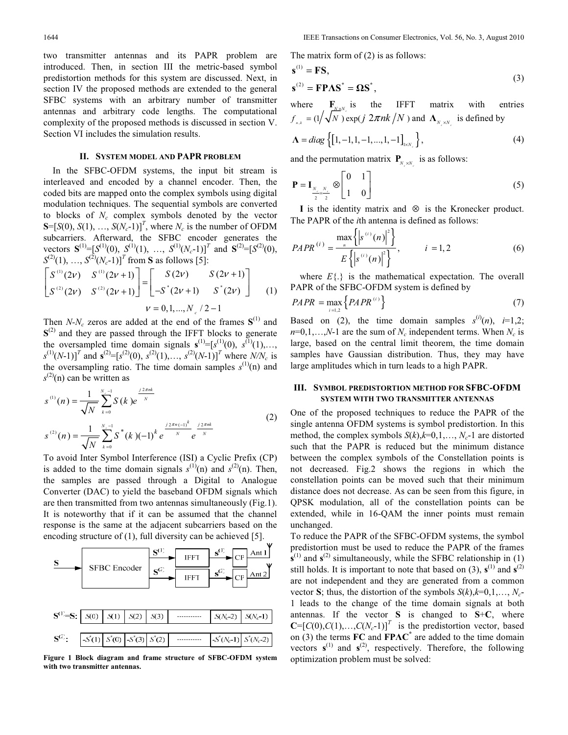two transmitter antennas and its PAPR problem are introduced. Then, in section III the metric-based symbol predistortion methods for this system are discussed. Next, in section IV the proposed methods are extended to the general SFBC systems with an arbitrary number of transmitter antennas and arbitrary code lengths. The computational complexity of the proposed methods is discussed in section V. Section VI includes the simulation results.

## II. SYSTEM MODEL AND PAPR PROBLEM

In the SFBC-OFDM systems, the input bit stream is interleaved and encoded by a channel encoder. Then, the coded bits are mapped onto the complex symbols using digital modulation techniques. The sequential symbols are converted to blocks of $N_c$ complex symbols denoted by the vector $\mathbf{S}=[S(0), S(1), \ldots, S(N_c-1)]^T$, where $N_c$ is the number of OFDM subcarriers. Afterward, the SFBC encoder generates the vectors $\mathbf{S}^{(1)}=[S^{(1)}(0), S^{(1)}(1), \ldots, S^{(1)}(N_c-1)]^T$ and $\mathbf{S}^{(2)}=[S^{(2)}(0), S^{(2)}(1), \ldots, S^{(2)}(N_c-1)]^T$ from $\mathbf{S}$ as follows [5]:

$$\begin{bmatrix} S^{(1)}(2\nu) & S^{(1)}(2\nu+1) \\ S^{(2)}(2\nu) & S^{(2)}(2\nu+1) \end{bmatrix} = \begin{bmatrix} S(2\nu) & S(2\nu+1) \\ -S^*(2\nu+1) & S^*(2\nu) \end{bmatrix} \tag{1}$$

$$\nu = 0,1,\ldots,N_c/2-1$$

Then $N$-$N_c$ zeros are added at the end of the frames $\mathbf{S}^{(1)}$ and $\mathbf{S}^{(2)}$ and they are passed through the IFFT blocks to generate the oversampled time domain signals $\mathbf{s}^{(1)}=[s^{(1)}(0), s^{(1)}(1),\ldots, s^{(1)}(N-1)]^T$ and $\mathbf{s}^{(2)}=[s^{(2)}(0), s^{(2)}(1),\ldots, s^{(2)}(N-1)]^T$ where $N/N_c$ is the oversampling ratio. The time domain samples $s^{(1)}(n)$ and $s^{(2)}(n)$ can be written as

$$\begin{aligned} s^{(1)}(n) &= \frac{1}{\sqrt{N}} \sum_{k=0}^{N_c-1} S(k) e^{\frac{j2\pi nk}{N}} \\ s^{(2)}(n) &= \frac{1}{\sqrt{N}} \sum_{k=0}^{N_c-1} S^*(k)(-1)^k e^{\frac{j2\pi n(-1)^k}{N}} e^{\frac{j2\pi nk}{N}} \end{aligned} \tag{2}$$

To avoid Inter Symbol Interference (ISI) a Cyclic Prefix (CP) is added to the time domain signals $s^{(1)}(n)$ and $s^{(2)}(n)$. Then, the samples are passed through a Digital to Analogue Converter (DAC) to yield the baseband OFDM signals which are then transmitted from two antennas simultaneously (Fig.1). It is noteworthy that if it can be assumed that the channel response is the same at the adjacent subcarriers based on the encoding structure of (1), full diversity can be achieved [5].

**Figure 1 Block diagram and frame structure of SFBC-OFDM system with two transmitter antennas.**

The matrix form of (2) is as follows:

$$\begin{aligned} \mathbf{s}^{(1)} &= \mathbf{FS}, \\ \mathbf{s}^{(2)} &= \mathbf{FP\Lambda S}^* = \mathbf{\Omega S}^*, \end{aligned} \tag{3}$$

where $\mathbf{F}_{N\times N_c}$ is the IFFT matrix with entries $f_{n,k} = (1/\sqrt{N})\exp(j2\pi nk/N)$ and $\mathbf{\Lambda}_{N_c\times N_c}$ is defined by

$$\mathbf{\Lambda} = diag\left\{[1,-1,1,-1,\ldots,1,-1]_{1\times N_c}\right\}, \tag{4}$$

and the permutation matrix $\mathbf{P}_{N_c\times N_c}$ is as follows:

$$\mathbf{P} = \mathbf{I}_{\frac{N_c}{2}\times\frac{N_c}{2}} \otimes \begin{bmatrix} 0 & 1 \\ 1 & 0 \end{bmatrix} \tag{5}$$

$\mathbf{I}$ is the identity matrix and $\otimes$ is the Kronecker product. The PAPR of the $i$th antenna is defined as follows:

$$PAPR^{(i)} = \frac{\max_n\left\{\left|s^{(i)}(n)\right|^2\right\}}{E\left\{\left|s^{(i)}(n)\right|^2\right\}}, \qquad i=1,2 \tag{6}$$

where $E\{.\}$ is the mathematical expectation. The overall PAPR of the SFBC-OFDM system is defined by

$$PAPR = \max_{i=1,2}\left\{PAPR^{(i)}\right\} \tag{7}$$

Based on (2), the time domain samples $s^{(i)}(n)$, $i$=1,2; $n$=0,1,…,$N$-1 are the sum of $N_c$ independent terms. When $N_c$ is large, based on the central limit theorem, the time domain samples have Gaussian distribution. Thus, they may have large amplitudes which in turn leads to a high PAPR.

## III. SYMBOL PREDISTORTION METHOD FOR SFBC-OFDM SYSTEM WITH TWO TRANSMITTER ANTENNAS

One of the proposed techniques to reduce the PAPR of the single antenna OFDM systems is symbol predistortion. In this method, the complex symbols $S(k)$,$k$=0,1,…, $N_c$-1 are distorted such that the PAPR is reduced but the minimum distance between the complex symbols of the Constellation points is not decreased. Fig.2 shows the regions in which the constellation points can be moved such that their minimum distance does not decrease. As can be seen from this figure, in QPSK modulation, all of the constellation points can be extended, while in 16-QAM the inner points must remain unchanged.

To reduce the PAPR of the SFBC-OFDM systems, the symbol predistortion must be used to reduce the PAPR of the frames $\mathbf{s}^{(1)}$ and $\mathbf{s}^{(2)}$ simultaneously, while the SFBC relationship in (1) still holds. It is important to note that based on (3), $\mathbf{s}^{(1)}$ and $\mathbf{s}^{(2)}$ are not independent and they are generated from a common vector $\mathbf{S}$; thus, the distortion of the symbols $S(k)$,$k$=0,1,…, $N_c$-1 leads to the change of the time domain signals at both antennas. If the vector $\mathbf{S}$ is changed to $\mathbf{S}$+$\mathbf{C}$, where $\mathbf{C}=[C(0),C(1),\ldots,C(N_c-1)]^T$ is the predistortion vector, based on (3) the terms $\mathbf{FC}$ and $\mathbf{FP\Lambda C}^*$ are added to the time domain vectors $\mathbf{s}^{(1)}$ and $\mathbf{s}^{(2)}$, respectively. Therefore, the following optimization problem must be solved: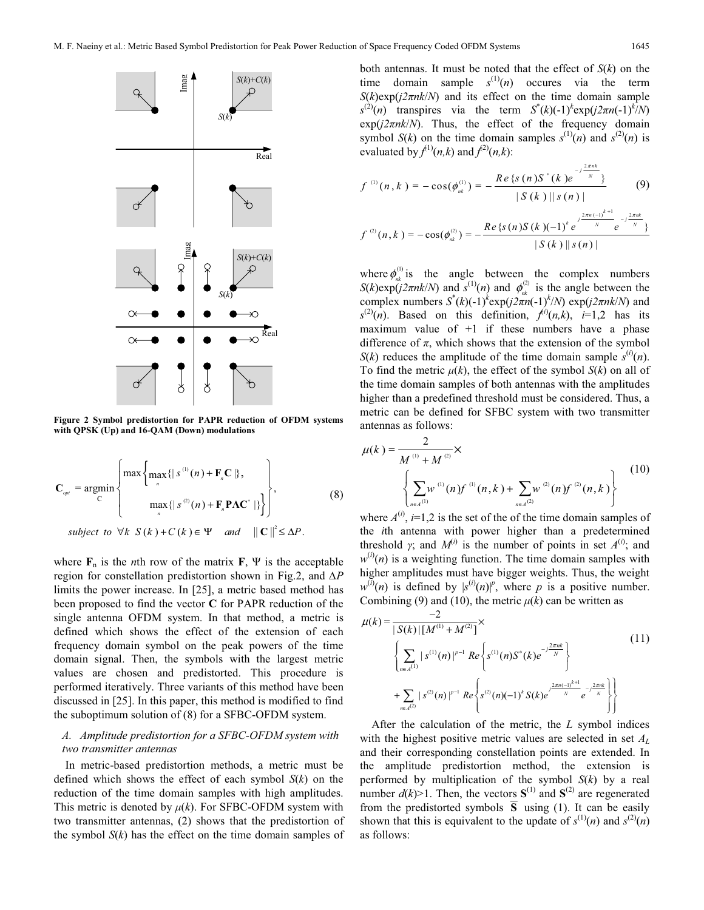Figure 2 Symbol predistortion for PAPR reduction of OFDM systems with QPSK (Up) and 16-QAM (Down) modulations

$$\mathbf{C}_{opt} = \underset{\mathbf{C}}{\operatorname{argmin}} \left\{ \begin{array}{c} \max \left\{ \max_n \{ | s^{(1)}(n) + \mathbf{F}_n \mathbf{C} | \}, \right. \\ \left. \max_n \{ | s^{(2)}(n) + \mathbf{F}_n \mathbf{P} \mathbf{\Lambda} \mathbf{C}^* | \} \right\} \end{array} \right\}, \tag{8}$$

$$\text{subject to } \forall k \;\; S(k) + C(k) \in \Psi \quad \text{and} \quad \| \mathbf{C} \|^2 \leq \Delta P.$$

where $\mathbf{F}_n$ is the $n$th row of the matrix $\mathbf{F}$, $\Psi$ is the acceptable region for constellation predistortion shown in Fig.2, and $\Delta P$ limits the power increase. In [25], a metric based method has been proposed to find the vector $\mathbf{C}$ for PAPR reduction of the single antenna OFDM system. In that method, a metric is defined which shows the effect of the extension of each frequency domain symbol on the peak powers of the time domain signal. Then, the symbols with the largest metric values are chosen and predistorted. This procedure is performed iteratively. Three variants of this method have been discussed in [25]. In this paper, this method is modified to find the suboptimum solution of (8) for a SFBC-OFDM system.

### *A. Amplitude predistortion for a SFBC-OFDM system with two transmitter antennas*

In metric-based predistortion methods, a metric must be defined which shows the effect of each symbol $S(k)$ on the reduction of the time domain samples with high amplitudes. This metric is denoted by $\mu(k)$. For SFBC-OFDM system with two transmitter antennas, (2) shows that the predistortion of the symbol $S(k)$ has the effect on the time domain samples of both antennas. It must be noted that the effect of $S(k)$ on the time domain sample $s^{(1)}(n)$ occures via the term $S(k)\exp(j2\pi nk/N)$ and its effect on the time domain sample $s^{(2)}(n)$ transpires via the term $S^*(k)(-1)^k\exp(j2\pi n(-1)^k/N)\exp(j2\pi nk/N)$. Thus, the effect of the frequency domain symbol $S(k)$ on the time domain samples $s^{(1)}(n)$ and $s^{(2)}(n)$ is evaluated by $f^{(1)}(n,k)$ and $f^{(2)}(n,k)$:

$$f^{(1)}(n,k) = -\cos(\phi_{nk}^{(1)}) = -\frac{Re\{s(n)S^*(k)e^{-j\frac{2\pi nk}{N}}\}}{|S(k)||s(n)|} \tag{9}$$

$$f^{(2)}(n,k) = -\cos(\phi_{nk}^{(2)}) = -\frac{Re\{s(n)S(k)(-1)^k e^{j\frac{2\pi n(-1)^{k+1}}{N}} e^{-j\frac{2\pi nk}{N}}\}}{|S(k)||s(n)|}$$

where $\phi_{nk}^{(1)}$ is the angle between the complex numbers $S(k)\exp(j2\pi nk/N)$ and $s^{(1)}(n)$ and $\phi_{nk}^{(2)}$ is the angle between the complex numbers $S^*(k)(-1)^k\exp(j2\pi n(-1)^k/N)\exp(j2\pi nk/N)$ and $s^{(2)}(n)$. Based on this definition, $f^{(i)}(n,k)$, $i$=1,2 has its maximum value of +1 if these numbers have a phase difference of $\pi$, which shows that the extension of the symbol $S(k)$ reduces the amplitude of the time domain sample $s^{(i)}(n)$. To find the metric $\mu(k)$, the effect of the symbol $S(k)$ on all of the time domain samples of both antennas with the amplitudes higher than a predefined threshold must be considered. Thus, a metric can be defined for SFBC system with two transmitter antennas as follows:

$$\mu(k) = \frac{2}{M^{(1)} + M^{(2)}} \times \left\{ \sum_{n \in A^{(1)}} w^{(1)}(n) f^{(1)}(n,k) + \sum_{n \in A^{(2)}} w^{(2)}(n) f^{(2)}(n,k) \right\} \tag{10}$$

where $A^{(i)}$, $i$=1,2 is the set of the of the time domain samples of the $i$th antenna with power higher than a predetermined threshold $\gamma$; and $M^{(i)}$ is the number of points in set $A^{(i)}$; and $w^{(i)}(n)$ is a weighting function. The time domain samples with higher amplitudes must have bigger weights. Thus, the weight $w^{(i)}(n)$ is defined by $|s^{(i)}(n)|^p$, where $p$ is a positive number. Combining (9) and (10), the metric $\mu(k)$ can be written as

$$\mu(k) = \frac{-2}{|S(k)|[M^{(1)} + M^{(2)}]} \times \left\{ \sum_{n \in A^{(1)}} |s^{(1)}(n)|^{p-1} Re\left\{ s^{(1)}(n) S^*(k) e^{-j\frac{2\pi nk}{N}} \right\} + \sum_{n \in A^{(2)}} |s^{(2)}(n)|^{p-1} Re\left\{ s^{(2)}(n)(-1)^k S(k) e^{j\frac{2\pi n(-1)^{k+1}}{N}} e^{-j\frac{2\pi nk}{N}} \right\} \right\} \tag{11}$$

After the calculation of the metric, the $L$ symbol indices with the highest positive metric values are selected in set $A_L$ and their corresponding constellation points are extended. In the amplitude predistortion method, the extension is performed by multiplication of the symbol $S(k)$ by a real number $d(k)$>1. Then, the vectors $\mathbf{S}^{(1)}$ and $\mathbf{S}^{(2)}$ are regenerated from the predistorted symbols $\overline{\mathbf{S}}$ using (1). It can be easily shown that this is equivalent to the update of $s^{(1)}(n)$ and $s^{(2)}(n)$ as follows: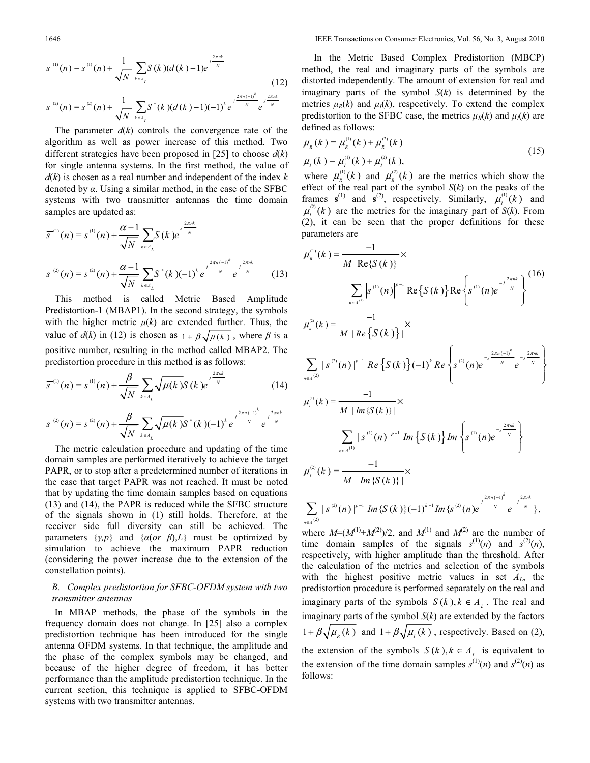$$\bar{s}^{(1)}(n) = s^{(1)}(n) + \frac{1}{\sqrt{N}} \sum_{k \in A_L} S(k)(d(k)-1) e^{j\frac{2\pi nk}{N}}$$

$$\bar{s}^{(2)}(n) = s^{(2)}(n) + \frac{1}{\sqrt{N}} \sum_{k \in A_L} S^*(k)(d(k)-1)(-1)^k e^{j\frac{2\pi n(-1)^k}{N}} e^{j\frac{2\pi nk}{N}} \tag{12}$$

The parameter $d(k)$ controls the convergence rate of the algorithm as well as power increase of this method. Two different strategies have been proposed in [25] to choose $d(k)$ for single antenna systems. In the first method, the value of $d(k)$ is chosen as a real number and independent of the index $k$ denoted by $\alpha$. Using a similar method, in the case of the SFBC systems with two transmitter antennas the time domain samples are updated as:

$$\bar{s}^{(1)}(n) = s^{(1)}(n) + \frac{\alpha - 1}{\sqrt{N}} \sum_{k \in A_L} S(k) e^{j\frac{2\pi nk}{N}}$$

$$\bar{s}^{(2)}(n) = s^{(2)}(n) + \frac{\alpha - 1}{\sqrt{N}} \sum_{k \in A_L} S^*(k)(-1)^k e^{j\frac{2\pi n(-1)^k}{N}} e^{j\frac{2\pi nk}{N}} \tag{13}$$

This method is called Metric Based Amplitude Predistortion-1 (MBAP1). In the second strategy, the symbols with the higher metric $\mu(k)$ are extended further. Thus, the value of $d(k)$ in (12) is chosen as $1+\beta\sqrt{\mu(k)}$, where $\beta$ is a positive number, resulting in the method called MBAP2. The predistortion procedure in this method is as follows:

$$\bar{s}^{(1)}(n) = s^{(1)}(n) + \frac{\beta}{\sqrt{N}} \sum_{k \in A_L} \sqrt{\mu(k)} S(k) e^{j\frac{2\pi nk}{N}} \tag{14}$$

$$\bar{s}^{(2)}(n) = s^{(2)}(n) + \frac{\beta}{\sqrt{N}} \sum_{k \in A_L} \sqrt{\mu(k)} S^*(k)(-1)^k e^{j\frac{2\pi n(-1)^k}{N}} e^{j\frac{2\pi nk}{N}}$$

The metric calculation procedure and updating of the time domain samples are performed iteratively to achieve the target PAPR, or to stop after a predetermined number of iterations in the case that target PAPR was not reached. It must be noted that by updating the time domain samples based on equations (13) and (14), the PAPR is reduced while the SFBC structure of the signals shown in (1) still holds. Therefore, at the receiver side full diversity can still be achieved. The parameters $\{\gamma, p\}$ and $\{\alpha (or\ \beta), L\}$ must be optimized by simulation to achieve the maximum PAPR reduction (considering the power increase due to the extension of the constellation points).

### B. Complex predistortion for SFBC-OFDM system with two transmitter antennas

In MBAP methods, the phase of the symbols in the frequency domain does not change. In [25] also a complex predistortion technique has been introduced for the single antenna OFDM systems. In that technique, the amplitude and the phase of the complex symbols may be changed, and because of the higher degree of freedom, it has better performance than the amplitude predistortion technique. In the current section, this technique is applied to SFBC-OFDM systems with two transmitter antennas.

In the Metric Based Complex Predistortion (MBCP) method, the real and imaginary parts of the symbols are distorted independently. The amount of extension for real and imaginary parts of the symbol $S(k)$ is determined by the metrics $\mu_R(k)$ and $\mu_I(k)$, respectively. To extend the complex predistortion to the SFBC case, the metrics $\mu_R(k)$ and $\mu_I(k)$ are defined as follows:

$$\mu_R(k) = \mu_R^{(1)}(k) + \mu_R^{(2)}(k)$$
$$\mu_I(k) = \mu_I^{(1)}(k) + \mu_I^{(2)}(k), \tag{15}$$

where $\mu_R^{(1)}(k)$ and $\mu_R^{(2)}(k)$ are the metrics which show the effect of the real part of the symbol $S(k)$ on the peaks of the frames $\mathbf{s}^{(1)}$ and $\mathbf{s}^{(2)}$, respectively. Similarly, $\mu_I^{(1)}(k)$ and $\mu_I^{(2)}(k)$ are the metrics for the imaginary part of $S(k)$. From (2), it can be seen that the proper definitions for these parameters are

$$\mu_R^{(1)}(k) = \frac{-1}{M\left|\mathrm{Re}\{S(k)\}\right|} \times \sum_{n \in A^{(1)}} \left|s^{(1)}(n)\right|^{p-1} \mathrm{Re}\{S(k)\} \mathrm{Re}\left\{s^{(1)}(n) e^{-j\frac{2\pi nk}{N}}\right\} \tag{16}$$

$$\mu_R^{(2)}(k) = \frac{-1}{M\left|Re\{S(k)\}\right|} \times \sum_{n \in A^{(2)}} \left|s^{(2)}(n)\right|^{p-1} Re\{S(k)\}(-1)^k Re\left\{s^{(2)}(n) e^{-j\frac{2\pi n(-1)^k}{N}} e^{-j\frac{2\pi nk}{N}}\right\}$$

$$\mu_I^{(1)}(k) = \frac{-1}{M\left|Im\{S(k)\}\right|} \times \sum_{n \in A^{(1)}} \left|s^{(1)}(n)\right|^{p-1} Im\{S(k)\} Im\left\{s^{(1)}(n) e^{-j\frac{2\pi nk}{N}}\right\}$$

$$\mu_I^{(2)}(k) = \frac{-1}{M\left|Im\{S(k)\}\right|} \times \sum_{n \in A^{(2)}} \left|s^{(2)}(n)\right|^{p-1} Im\{S(k)\}(-1)^{k+1} Im\{s^{(2)}(n) e^{j\frac{2\pi n(-1)^k}{N}} e^{-j\frac{2\pi nk}{N}}\},$$

where $M=(M^{(1)}+M^{(2)})/2$, and $M^{(1)}$ and $M^{(2)}$ are the number of time domain samples of the signals $s^{(1)}(n)$ and $s^{(2)}(n)$, respectively, with higher amplitude than the threshold. After the calculation of the metrics and selection of the symbols with the highest positive metric values in set $A_L$, the predistortion procedure is performed separately on the real and imaginary parts of the symbols $S(k), k \in A_L$. The real and imaginary parts of the symbol $S(k)$ are extended by the factors $1+\beta\sqrt{\mu_R(k)}$ and $1+\beta\sqrt{\mu_I(k)}$, respectively. Based on (2), the extension of the symbols $S(k), k \in A_L$ is equivalent to the extension of the time domain samples $s^{(1)}(n)$ and $s^{(2)}(n)$ as follows: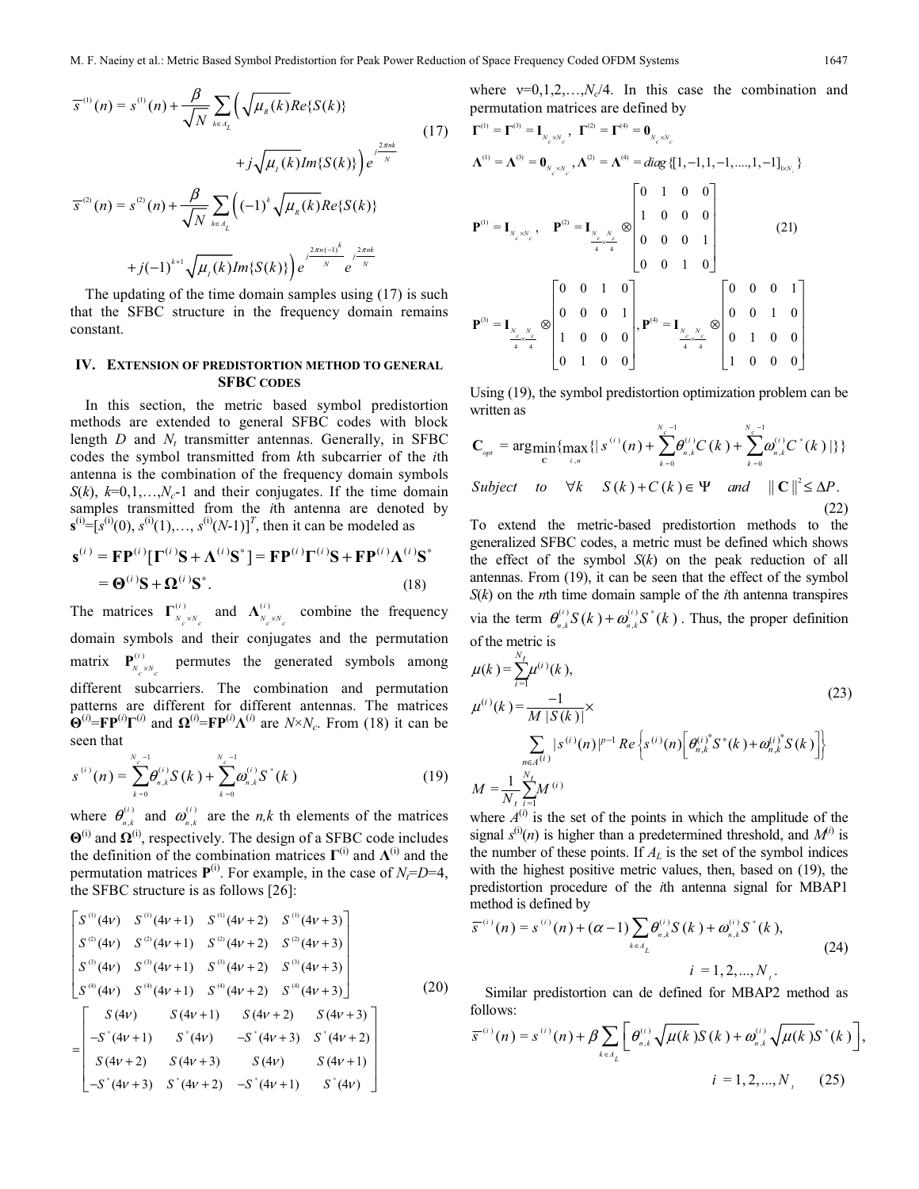$$\bar{s}^{(1)}(n) = s^{(1)}(n) + \frac{\beta}{\sqrt{N}} \sum_{k \in A_L} \Big( \sqrt{\mu_R(k)} Re\{S(k)\} + j\sqrt{\mu_I(k)} Im\{S(k)\} \Big) e^{j\frac{2\pi nk}{N}}$$

$$\bar{s}^{(2)}(n) = s^{(2)}(n) + \frac{\beta}{\sqrt{N}} \sum_{k \in A_L} \Big( (-1)^k \sqrt{\mu_R(k)} Re\{S(k)\} + j(-1)^{k+1} \sqrt{\mu_I(k)} Im\{S(k)\} \Big) e^{j\frac{2\pi n(-1)^k}{N}} e^{j\frac{2\pi nk}{N}} \tag{17}$$

The updating of the time domain samples using (17) is such that the SFBC structure in the frequency domain remains constant.

## IV. Extension of Predistortion Method to General SFBC Codes

In this section, the metric based symbol predistortion methods are extended to general SFBC codes with block length $D$ and $N_t$ transmitter antennas. Generally, in SFBC codes the symbol transmitted from $k$th subcarrier of the $i$th antenna is the combination of the frequency domain symbols $S(k)$, $k$=0,1,…,$N_c$-1 and their conjugates. If the time domain samples transmitted from the $i$th antenna are denoted by $\mathbf{s}^{(i)}=[s^{(i)}(0), s^{(i)}(1),\ldots, s^{(i)}(N-1)]^T$, then it can be modeled as

$$\mathbf{s}^{(i)} = \mathbf{F}\mathbf{P}^{(i)}[\mathbf{\Gamma}^{(i)}\mathbf{S} + \mathbf{\Lambda}^{(i)}\mathbf{S}^*] = \mathbf{F}\mathbf{P}^{(i)}\mathbf{\Gamma}^{(i)}\mathbf{S} + \mathbf{F}\mathbf{P}^{(i)}\mathbf{\Lambda}^{(i)}\mathbf{S}^* = \mathbf{\Theta}^{(i)}\mathbf{S} + \mathbf{\Omega}^{(i)}\mathbf{S}^*. \tag{18}$$

The matrices $\mathbf{\Gamma}^{(i)}_{N_c\times N_c}$ and $\mathbf{\Lambda}^{(i)}_{N_c\times N_c}$ combine the frequency domain symbols and their conjugates and the permutation matrix $\mathbf{P}^{(i)}_{N_c\times N_c}$ permutes the generated symbols among different subcarriers. The combination and permutation patterns are different for different antennas. The matrices $\mathbf{\Theta}^{(i)}=\mathbf{F}\mathbf{P}^{(i)}\mathbf{\Gamma}^{(i)}$ and $\mathbf{\Omega}^{(i)}=\mathbf{F}\mathbf{P}^{(i)}\mathbf{\Lambda}^{(i)}$ are $N\times N_c$. From (18) it can be seen that

$$s^{(i)}(n) = \sum_{k=0}^{N_c-1}\theta^{(i)}_{n,k}S(k) + \sum_{k=0}^{N_c-1}\omega^{(i)}_{n,k}S^*(k) \tag{19}$$

where $\theta^{(i)}_{n,k}$ and $\omega^{(i)}_{n,k}$ are the $n,k$ th elements of the matrices $\mathbf{\Theta}^{(i)}$ and $\mathbf{\Omega}^{(i)}$, respectively. The design of a SFBC code includes the definition of the combination matrices $\mathbf{\Gamma}^{(i)}$ and $\mathbf{\Lambda}^{(i)}$ and the permutation matrices $\mathbf{P}^{(i)}$. For example, in the case of $N_t$=$D$=4, the SFBC structure is as follows [26]:

$$\begin{bmatrix} S^{(1)}(4\nu) & S^{(1)}(4\nu+1) & S^{(1)}(4\nu+2) & S^{(1)}(4\nu+3) \\ S^{(2)}(4\nu) & S^{(2)}(4\nu+1) & S^{(2)}(4\nu+2) & S^{(2)}(4\nu+3) \\ S^{(3)}(4\nu) & S^{(3)}(4\nu+1) & S^{(3)}(4\nu+2) & S^{(3)}(4\nu+3) \\ S^{(4)}(4\nu) & S^{(4)}(4\nu+1) & S^{(4)}(4\nu+2) & S^{(4)}(4\nu+3) \end{bmatrix} = \begin{bmatrix} S(4\nu) & S(4\nu+1) & S(4\nu+2) & S(4\nu+3) \\ -S^*(4\nu+1) & S^*(4\nu) & -S^*(4\nu+3) & S^*(4\nu+2) \\ S(4\nu+2) & S(4\nu+3) & S(4\nu) & S(4\nu+1) \\ -S^*(4\nu+3) & S^*(4\nu+2) & -S^*(4\nu+1) & S^*(4\nu) \end{bmatrix} \tag{20}$$

where ν=0,1,2,…,$N_c$/4. In this case the combination and permutation matrices are defined by

$$\mathbf{\Gamma}^{(1)} = \mathbf{\Gamma}^{(3)} = \mathbf{I}_{N_c\times N_c},\ \mathbf{\Gamma}^{(2)} = \mathbf{\Gamma}^{(4)} = \mathbf{0}_{N_c\times N_c}$$
$$\mathbf{\Lambda}^{(1)} = \mathbf{\Lambda}^{(3)} = \mathbf{0}_{N_c\times N_c},\ \mathbf{\Lambda}^{(2)} = \mathbf{\Lambda}^{(4)} = diag\{[1,-1,1,-1,\ldots,1,-1]_{1\times N_c}\}$$
$$\mathbf{P}^{(1)} = \mathbf{I}_{N_c\times N_c},\quad \mathbf{P}^{(2)} = \mathbf{I}_{\frac{N_c}{4}\times\frac{N_c}{4}} \otimes \begin{bmatrix} 0&1&0&0\\1&0&0&0\\0&0&0&1\\0&0&1&0 \end{bmatrix} \tag{21}$$
$$\mathbf{P}^{(3)} = \mathbf{I}_{\frac{N_c}{4}\times\frac{N_c}{4}} \otimes \begin{bmatrix} 0&0&1&0\\0&0&0&1\\1&0&0&0\\0&1&0&0 \end{bmatrix},\ \mathbf{P}^{(4)} = \mathbf{I}_{\frac{N_c}{4}\times\frac{N_c}{4}} \otimes \begin{bmatrix} 0&0&0&1\\0&0&1&0\\0&1&0&0\\1&0&0&0 \end{bmatrix}$$

Using (19), the symbol predistortion optimization problem can be written as

$$\mathbf{C}_{opt} = \arg\min_{\mathbf{C}}\{\max_{i,n}\{|\, s^{(i)}(n) + \sum_{k=0}^{N_c-1}\theta^{(i)}_{n,k}C(k) + \sum_{k=0}^{N_c-1}\omega^{(i)}_{n,k}C^*(k)\,|\}\}$$
$$Subject\ \ to\quad \forall k\quad S(k)+C(k)\in\Psi\quad and\quad \|\mathbf{C}\|^2 \le \Delta P. \tag{22}$$

To extend the metric-based predistortion methods to the generalized SFBC codes, a metric must be defined which shows the effect of the symbol $S(k)$ on the peak reduction of all antennas. From (19), it can be seen that the effect of the symbol $S(k)$ on the $n$th time domain sample of the $i$th antenna transpires via the term $\theta^{(i)}_{n,k}S(k)+\omega^{(i)}_{n,k}S^*(k)$. Thus, the proper definition of the metric is

$$\mu(k) = \sum_{i=1}^{N_t}\mu^{(i)}(k),$$
$$\mu^{(i)}(k) = \frac{-1}{M\,|S(k)|}\times \sum_{n\in A^{(i)}} |s^{(i)}(n)|^{p-1} Re\left\{ s^{(i)}(n)\left[\theta^{(i)*}_{n,k}S^*(k) + \omega^{(i)*}_{n,k}S(k)\right]\right\} \tag{23}$$
$$M = \frac{1}{N_t}\sum_{i=1}^{N_t}M^{(i)}$$

where $A^{(i)}$ is the set of the points in which the amplitude of the signal $s^{(i)}(n)$ is higher than a predetermined threshold, and $M^{(i)}$ is the number of these points. If $A_L$ is the set of the symbol indices with the highest positive metric values, then, based on (19), the predistortion procedure of the $i$th antenna signal for MBAP1 method is defined by

$$\bar{s}^{(i)}(n) = s^{(i)}(n) + (\alpha-1)\sum_{k\in A_L}\theta^{(i)}_{n,k}S(k) + \omega^{(i)}_{n,k}S^*(k),\quad i=1,2,\ldots,N_t. \tag{24}$$

Similar predistortion can de defined for MBAP2 method as follows:

$$\bar{s}^{(i)}(n) = s^{(i)}(n) + \beta\sum_{k\in A_L}\left[\theta^{(i)}_{n,k}\sqrt{\mu(k)}S(k) + \omega^{(i)}_{n,k}\sqrt{\mu(k)}S^*(k)\right],\quad i=1,2,\ldots,N_t \tag{25}$$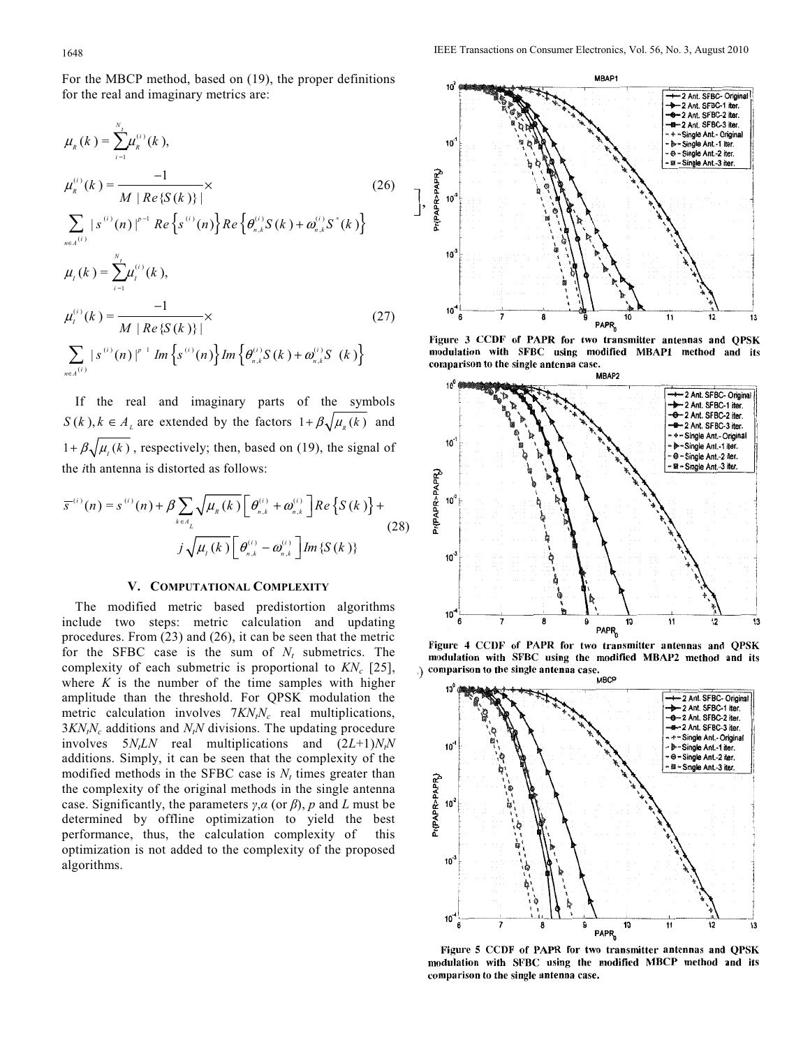For the MBCP method, based on (19), the proper definitions for the real and imaginary metrics are:

$$\mu_R(k) = \sum_{i=1}^{N_t} \mu_R^{(i)}(k),$$

$$\mu_R^{(i)}(k) = \frac{-1}{M\,|Re\{S(k)\}|} \times \sum_{n \in A^{(i)}} |s^{(i)}(n)|^{p-1} Re\left\{s^{(i)}(n)\right\} Re\left\{\theta_{n,k}^{(i)} S(k) + \omega_{n,k}^{(i)} S^*(k)\right\} \tag{26}$$

$$\mu_I(k) = \sum_{i=1}^{N_t} \mu_I^{(i)}(k),$$

$$\mu_I^{(i)}(k) = \frac{-1}{M\,|Re\{S(k)\}|} \times \sum_{n \in A^{(i)}} |s^{(i)}(n)|^{p-1} Im\left\{s^{(i)}(n)\right\} Im\left\{\theta_{n,k}^{(i)} S(k) + \omega_{n,k}^{(i)} S^*(k)\right\} \tag{27}$$

If the real and imaginary parts of the symbols $S(k), k \in A_L$ are extended by the factors $1+\beta\sqrt{\mu_R(k)}$ and $1+\beta\sqrt{\mu_I(k)}$, respectively; then, based on (19), the signal of the $i$th antenna is distorted as follows:

$$\bar{s}^{(i)}(n) = s^{(i)}(n) + \beta \sum_{k \in A_L} \sqrt{\mu_R(k)} \left[\theta_{n,k}^{(i)} + \omega_{n,k}^{(i)}\right] Re\left\{S(k)\right\} + j\sqrt{\mu_I(k)} \left[\theta_{n,k}^{(i)} - \omega_{n,k}^{(i)}\right] Im\{S(k)\} \tag{28}$$

## V. Computational Complexity

The modified metric based predistortion algorithms include two steps: metric calculation and updating procedures. From (23) and (26), it can be seen that the metric for the SFBC case is the sum of $N_t$ submetrics. The complexity of each submetric is proportional to $KN_c$ [25], where $K$ is the number of the time samples with higher amplitude than the threshold. For QPSK modulation the metric calculation involves $7KN_tN_c$ real multiplications, $3KN_tN_c$ additions and $N_tN$ divisions. The updating procedure involves $5N_tLN$ real multiplications and $(2L+1)N_tN$ additions. Simply, it can be seen that the complexity of the modified methods in the SFBC case is $N_t$ times greater than the complexity of the original methods in the single antenna case. Significantly, the parameters $\gamma$,$\alpha$ (or $\beta$), $p$ and $L$ must be determined by offline optimization to yield the best performance, thus, the calculation complexity of this optimization is not added to the complexity of the proposed algorithms.

Figure 3 CCDF of PAPR for two transmitter antennas and QPSK modulation with SFBC using modified MBAP1 method and its comparison to the single antenna case.

Figure 4 CCDF of PAPR for two transmitter antennas and QPSK modulation with SFBC using the modified MBAP2 method and its comparison to the single antenna case.

Figure 5 CCDF of PAPR for two transmitter antennas and QPSK modulation with SFBC using the modified MBCP method and its comparison to the single antenna case.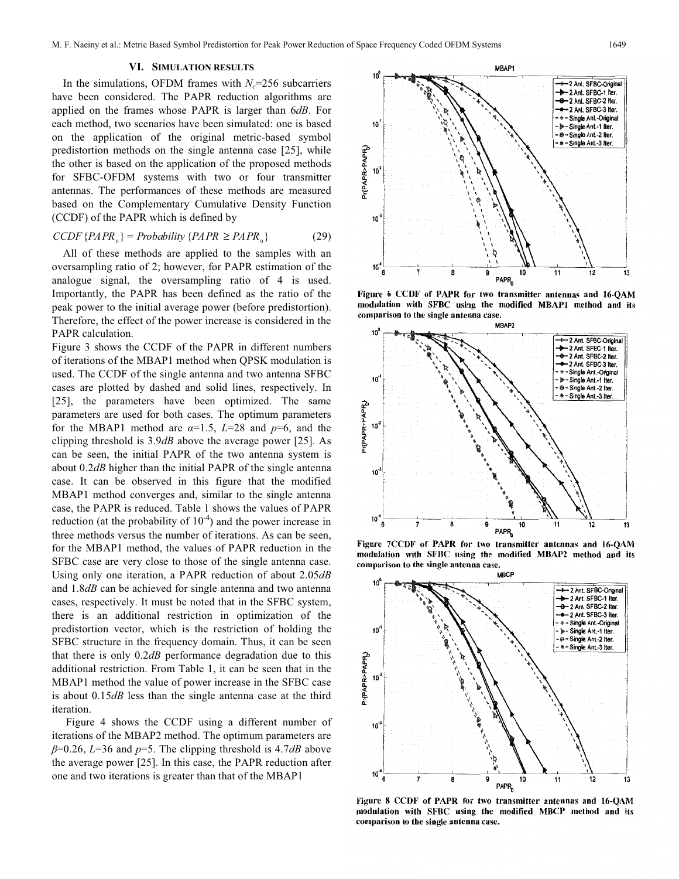## VI. Simulation results

In the simulations, OFDM frames with $N_c$=256 subcarriers have been considered. The PAPR reduction algorithms are applied on the frames whose PAPR is larger than 6*dB*. For each method, two scenarios have been simulated: one is based on the application of the original metric-based symbol predistortion methods on the single antenna case [25], while the other is based on the application of the proposed methods for SFBC-OFDM systems with two or four transmitter antennas. The performances of these methods are measured based on the Complementary Cumulative Density Function (CCDF) of the PAPR which is defined by

$$CCDF\{PAPR_0\} = Probability\{PAPR \geq PAPR_0\} \qquad (29)$$

All of these methods are applied to the samples with an oversampling ratio of 2; however, for PAPR estimation of the analogue signal, the oversampling ratio of 4 is used. Importantly, the PAPR has been defined as the ratio of the peak power to the initial average power (before predistortion). Therefore, the effect of the power increase is considered in the PAPR calculation.

Figure 3 shows the CCDF of the PAPR in different numbers of iterations of the MBAP1 method when QPSK modulation is used. The CCDF of the single antenna and two antenna SFBC cases are plotted by dashed and solid lines, respectively. In [25], the parameters have been optimized. The same parameters are used for both cases. The optimum parameters for the MBAP1 method are $\alpha$=1.5, $L$=28 and $p$=6, and the clipping threshold is 3.9*dB* above the average power [25]. As can be seen, the initial PAPR of the two antenna system is about 0.2*dB* higher than the initial PAPR of the single antenna case. It can be observed in this figure that the modified MBAP1 method converges and, similar to the single antenna case, the PAPR is reduced. Table 1 shows the values of PAPR reduction (at the probability of $10^{-4}$) and the power increase in three methods versus the number of iterations. As can be seen, for the MBAP1 method, the values of PAPR reduction in the SFBC case are very close to those of the single antenna case. Using only one iteration, a PAPR reduction of about 2.05*dB* and 1.8*dB* can be achieved for single antenna and two antenna cases, respectively. It must be noted that in the SFBC system, there is an additional restriction in optimization of the predistortion vector, which is the restriction of holding the SFBC structure in the frequency domain. Thus, it can be seen that there is only 0.2*dB* performance degradation due to this additional restriction. From Table 1, it can be seen that in the MBAP1 method the value of power increase in the SFBC case is about 0.15*dB* less than the single antenna case at the third iteration.

Figure 4 shows the CCDF using a different number of iterations of the MBAP2 method. The optimum parameters are $\beta$=0.26, $L$=36 and $p$=5. The clipping threshold is 4.7*dB* above the average power [25]. In this case, the PAPR reduction after one and two iterations is greater than that of the MBAP1

**Figure 6** CCDF of PAPR for two transmitter antennas and 16-QAM modulation with SFBC using the modified MBAP1 method and its comparison to the single antenna case.

**Figure 7** CCDF of PAPR for two transmitter antennas and 16-QAM modulation with SFBC using the modified MBAP2 method and its comparison to the single antenna case.

**Figure 8** CCDF of PAPR for two transmitter antennas and 16-QAM modulation with SFBC using the modified MBCP method and its comparison to the single antenna case.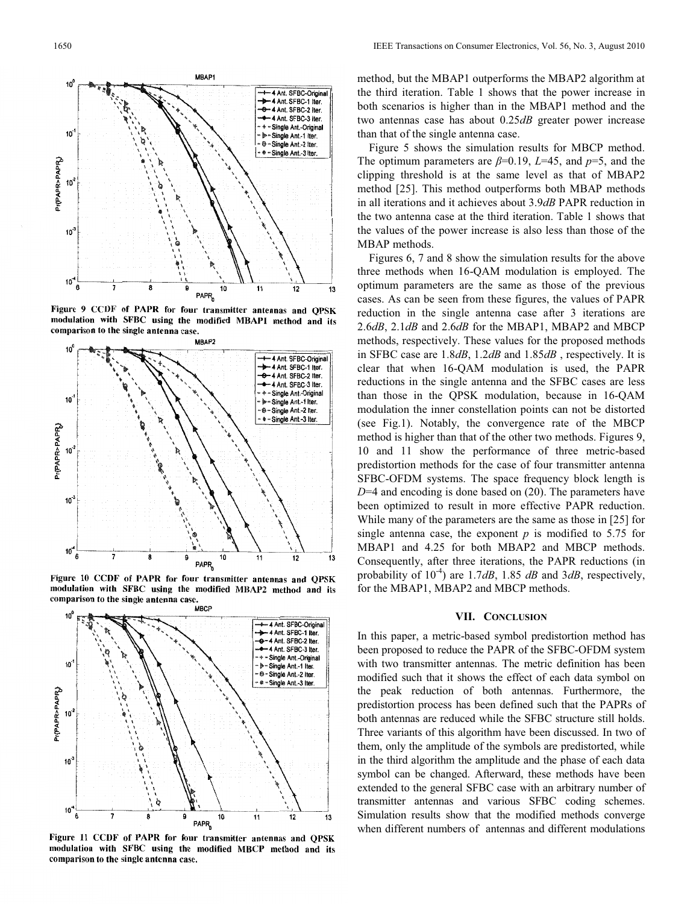Figure 9 CCDF of PAPR for four transmitter antennas and QPSK modulation with SFBC using the modified MBAP1 method and its comparison to the single antenna case.

Figure 10 CCDF of PAPR for four transmitter antennas and QPSK modulation with SFBC using the modified MBAP2 method and its comparison to the single antenna case.

Figure 11 CCDF of PAPR for four transmitter antennas and QPSK modulation with SFBC using the modified MBCP method and its comparison to the single antenna case.

method, but the MBAP1 outperforms the MBAP2 algorithm at the third iteration. Table 1 shows that the power increase in both scenarios is higher than in the MBAP1 method and the two antennas case has about 0.25*dB* greater power increase than that of the single antenna case.

Figure 5 shows the simulation results for MBCP method. The optimum parameters are $\beta$=0.19, $L$=45, and $p$=5, and the clipping threshold is at the same level as that of MBAP2 method [25]. This method outperforms both MBAP methods in all iterations and it achieves about 3.9*dB* PAPR reduction in the two antenna case at the third iteration. Table 1 shows that the values of the power increase is also less than those of the MBAP methods.

Figures 6, 7 and 8 show the simulation results for the above three methods when 16-QAM modulation is employed. The optimum parameters are the same as those of the previous cases. As can be seen from these figures, the values of PAPR reduction in the single antenna case after 3 iterations are 2.6*dB*, 2.1*dB* and 2.6*dB* for the MBAP1, MBAP2 and MBCP methods, respectively. These values for the proposed methods in SFBC case are 1.8*dB*, 1.2*dB* and 1.85*dB* , respectively. It is clear that when 16-QAM modulation is used, the PAPR reductions in the single antenna and the SFBC cases are less than those in the QPSK modulation, because in 16-QAM modulation the inner constellation points can not be distorted (see Fig.1). Notably, the convergence rate of the MBCP method is higher than that of the other two methods. Figures 9, 10 and 11 show the performance of three metric-based predistortion methods for the case of four transmitter antenna SFBC-OFDM systems. The space frequency block length is $D$=4 and encoding is done based on (20). The parameters have been optimized to result in more effective PAPR reduction. While many of the parameters are the same as those in [25] for single antenna case, the exponent $p$ is modified to 5.75 for MBAP1 and 4.25 for both MBAP2 and MBCP methods. Consequently, after three iterations, the PAPR reductions (in probability of $10^{-4}$) are 1.7*dB*, 1.85 *dB* and 3*dB*, respectively, for the MBAP1, MBAP2 and MBCP methods.

## VII. Conclusion

In this paper, a metric-based symbol predistortion method has been proposed to reduce the PAPR of the SFBC-OFDM system with two transmitter antennas. The metric definition has been modified such that it shows the effect of each data symbol on the peak reduction of both antennas. Furthermore, the predistortion process has been defined such that the PAPRs of both antennas are reduced while the SFBC structure still holds. Three variants of this algorithm have been discussed. In two of them, only the amplitude of the symbols are predistorted, while in the third algorithm the amplitude and the phase of each data symbol can be changed. Afterward, these methods have been extended to the general SFBC case with an arbitrary number of transmitter antennas and various SFBC coding schemes. Simulation results show that the modified methods converge when different numbers of antennas and different modulations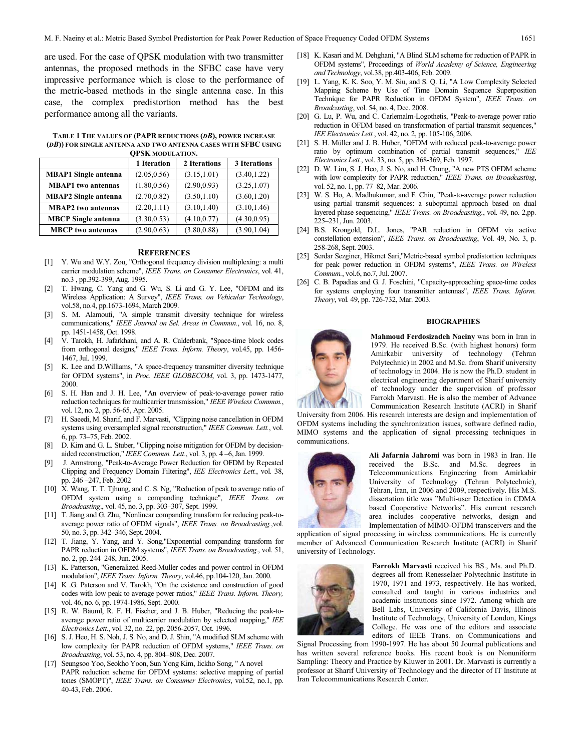are used. For the case of QPSK modulation with two transmitter antennas, the proposed methods in the SFBC case have very impressive performance which is close to the performance of the metric-based methods in the single antenna case. In this case, the complex predistortion method has the best performance among all the variants.

TABLE 1 THE VALUES OF (PAPR REDUCTIONS ($dB$), POWER INCREASE ($dB$)) FOR SINGLE ANTENNA AND TWO ANTENNA CASES WITH SFBC USING QPSK MODULATION.

| | 1 Iteration | 2 Iterations | 3 Iterations |
|---|---|---|---|
| **MBAP1 Single antenna** | (2.05,0.56) | (3.15,1.01) | (3.40,1.22) |
| **MBAP1 two antennas** | (1.80,0.56) | (2.90,0.93) | (3.25,1.07) |
| **MBAP2 Single antenna** | (2.70,0.82) | (3.50,1.10) | (3.60,1.20) |
| **MBAP2 two antennas** | (2.20,1.11) | (3.10,1.40) | (3.10,1.46) |
| **MBCP Single antenna** | (3.30,0.53) | (4.10,0.77) | (4.30,0.95) |
| **MBCP two antennas** | (2.90,0.63) | (3.80,0.88) | (3.90,1.04) |

## REFERENCES

[1] Y. Wu and W.Y. Zou, "Orthogonal frequency division multiplexing: a multi carrier modulation scheme", *IEEE Trans. on Consumer Electronics*, vol. 41, no.3 , pp.392-399, Aug. 1995.

[2] T. Hwang, C. Yang and G. Wu, S. Li and G. Y. Lee, "OFDM and its Wireless Application: A Survey", *IEEE Trans. on Vehicular Technology*, vol.58, no.4, pp.1673-1694, March 2009.

[3] S. M. Alamouti, "A simple transmit diversity technique for wireless communications," *IEEE Journal on Sel. Areas in Commun.*, vol. 16, no. 8, pp. 1451-1458, Oct. 1998.

[4] V. Tarokh, H. Jafarkhani, and A. R. Calderbank, "Space-time block codes from orthogonal designs," *IEEE Trans. Inform. Theory*, vol.45, pp. 1456-1467, Jul. 1999.

[5] K. Lee and D.Williams, "A space-frequency transmitter diversity technique for OFDM systems", in *Proc. IEEE GLOBECOM*, vol. 3, pp. 1473-1477, 2000.

[6] S. H. Han and J. H. Lee, "An overview of peak-to-average power ratio reduction techniques for multicarrier transmission," *IEEE Wireless Commun.*, vol. 12, no. 2, pp. 56-65, Apr. 2005.

[7] H. Saeedi, M. Sharif, and F. Marvasti, "Clipping noise cancellation in OFDM systems using oversampled signal reconstruction," *IEEE Commun. Lett.*, vol. 6, pp. 73–75, Feb. 2002.

[8] D. Kim and G. L. Stuber, "Clipping noise mitigation for OFDM by decision-aided reconstruction," *IEEE Commun. Lett*., vol. 3, pp. 4 –6, Jan. 1999.

[9] J. Armstrong, "Peak-to-Average Power Reduction for OFDM by Repeated Clipping and Frequency Domain Filtering", *IEE Electronics Lett.*, vol. 38, pp. 246 –247, Feb. 2002

[10] X. Wang, T. T. Tjhung, and C. S. Ng, "Reduction of peak to average ratio of OFDM system using a companding technique", *IEEE Trans. on Broadcasting*., vol. 45, no. 3, pp. 303–307, Sept. 1999.

[11] T. Jiang and G. Zhu, "Nonlinear companding transform for reducing peak-to-average power ratio of OFDM signals", *IEEE Trans. on Broadcasting.*,vol. 50, no. 3, pp. 342–346, Sept. 2004.

[12] T. Jiang, Y. Yang, and Y. Song,"Exponential companding transform for PAPR reduction in OFDM systems", *IEEE Trans. on Broadcasting.*, vol. 51, no. 2, pp. 244–248, Jun. 2005.

[13] K. Patterson, "Generalized Reed-Muller codes and power control in OFDM modulation", *IEEE Trans. Inform. Theory*, vol.46, pp.104-120, Jan. 2000.

[14] K .G. Paterson and V. Tarokh, "On the existence and construction of good codes with low peak to average power ratios," *IEEE Trans. Inform. Theory,* vol. 46, no. 6, pp. 1974-1986, Sept. 2000.

[15] R. W. Bäuml, R. F. H. Fischer, and J. B. Huber, "Reducing the peak-to-average power ratio of multicarrier modulation by selected mapping," *IEE Electronics Lett.*, vol. 32, no. 22, pp. 2056-2057, Oct. 1996.

[16] S. J. Heo, H. S. Noh, J. S. No, and D. J. Shin, "A modified SLM scheme with low complexity for PAPR reduction of OFDM systems," *IEEE Trans. on Broadcasting*, vol. 53, no. 4, pp. 804–808, Dec. 2007.

[17] Seungsoo Yoo, Seokho Yoon, Sun Yong Kim, Iickho Song, " A novel PAPR reduction scheme for OFDM systems: selective mapping of partial tones (SMOPT)", *IEEE Trans. on Consumer Electronics*, vol.52, no.1, pp. 40-43, Feb. 2006.

[18] K. Kasari and M. Dehghani, "A Blind SLM scheme for reduction of PAPR in OFDM systems", Proceedings of *World Academy of Science, Engineering and Technology*, vol.38, pp.403-406, Feb. 2009.

[19] L. Yang, K. K. Soo, Y. M. Siu, and S. Q. Li, "A Low Complexity Selected Mapping Scheme by Use of Time Domain Sequence Superposition Technique for PAPR Reduction in OFDM System", *IEEE Trans. on Broadcasting*, vol. 54, no. 4, Dec. 2008.

[20] G. Lu, P. Wu, and C. Carlemalm-Logothetis, "Peak-to-average power ratio reduction in OFDM based on transformation of partial transmit sequences," *IEE Electronics Lett.*, vol. 42, no. 2, pp. 105-106, 2006.

[21] S. H. Müller and J. B. Huber, "OFDM with reduced peak-to-average power ratio by optimum combination of partial transmit sequences," *IEE Electronics Lett.*, vol. 33, no. 5, pp. 368-369, Feb. 1997.

[22] D. W. Lim, S. J. Heo, J. S. No, and H. Chung, "A new PTS OFDM scheme with low complexity for PAPR reduction," *IEEE Trans. on Broadcasting*, vol. 52, no. 1, pp. 77–82, Mar. 2006.

[23] W. S. Ho, A. Madhukumar, and F. Chin, "Peak-to-average power reduction using partial transmit sequences: a suboptimal approach based on dual layered phase sequencing," *IEEE Trans. on Broadcasting.*, vol. 49, no. 2,pp. 225–231, Jun. 2003.

[24] B.S. Krongold, D.L. Jones, "PAR reduction in OFDM via active constellation extension", *IEEE Trans. on Broadcasting*, Vol. 49, No. 3, p. 258-268, Sept. 2003.

[25] Serdar Sezginer, Hikmet Sari,"Metric-based symbol predistortion techniques for peak power reduction in OFDM systems", *IEEE Trans. on Wireless Commun.*, vol.6, no.7, Jul. 2007.

[26] C. B. Papadias and G. J. Foschini, "Capacity-approaching space-time codes for systems employing four transmitter antennas", *IEEE Trans. Inform. Theory*, vol. 49, pp. 726-732, Mar. 2003.

## BIOGRAPHIES

**Mahmoud Ferdosizadeh Naeiny** was born in Iran in 1979. He received B.Sc. (with highest honors) form Amirkabir university of technology (Tehran Polytechnic) in 2002 and M.Sc. from Sharif university of technology in 2004. He is now the Ph.D. student in electrical engineering department of Sharif university of technology under the supervision of professor Farrokh Marvasti. He is also the member of Advance Communication Research Institute (ACRI) in Sharif University from 2006. His research interests are design and implementation of OFDM systems including the synchronization issues, software defined radio, MIMO systems and the application of signal processing techniques in communications.

**Ali Jafarnia Jahromi** was born in 1983 in Iran. He received the B.Sc. and M.Sc. degrees in Telecommunications Engineering from Amirkabir University of Technology (Tehran Polytechnic), Tehran, Iran, in 2006 and 2009, respectively. His M.S. dissertation title was "Multi-user Detection in CDMA based Cooperative Networks". His current research area includes cooperative networks, design and Implementation of MIMO-OFDM transceivers and the application of signal processing in wireless communications. He is currently member of Advanced Communication Research Institute (ACRI) in Sharif university of Technology.

**Farrokh Marvasti** received his BS., Ms. and Ph.D. degrees all from Renesselaer Polytechnic Institute in 1970, 1971 and 1973, respectively. He has worked, consulted and taught in various industries and academic institutions since 1972. Among which are Bell Labs, University of California Davis, Illinois Institute of Technology, University of London, Kings College. He was one of the editors and associate editors of IEEE Trans. on Communications and Signal Processing from 1990-1997. He has about 50 Journal publications and has written several reference books. His recent book is on Nonuniform Sampling: Theory and Practice by Kluwer in 2001. Dr. Marvasti is currently a professor at Sharif University of Technology and the director of IT Institute at Iran Telecommunications Research Center.